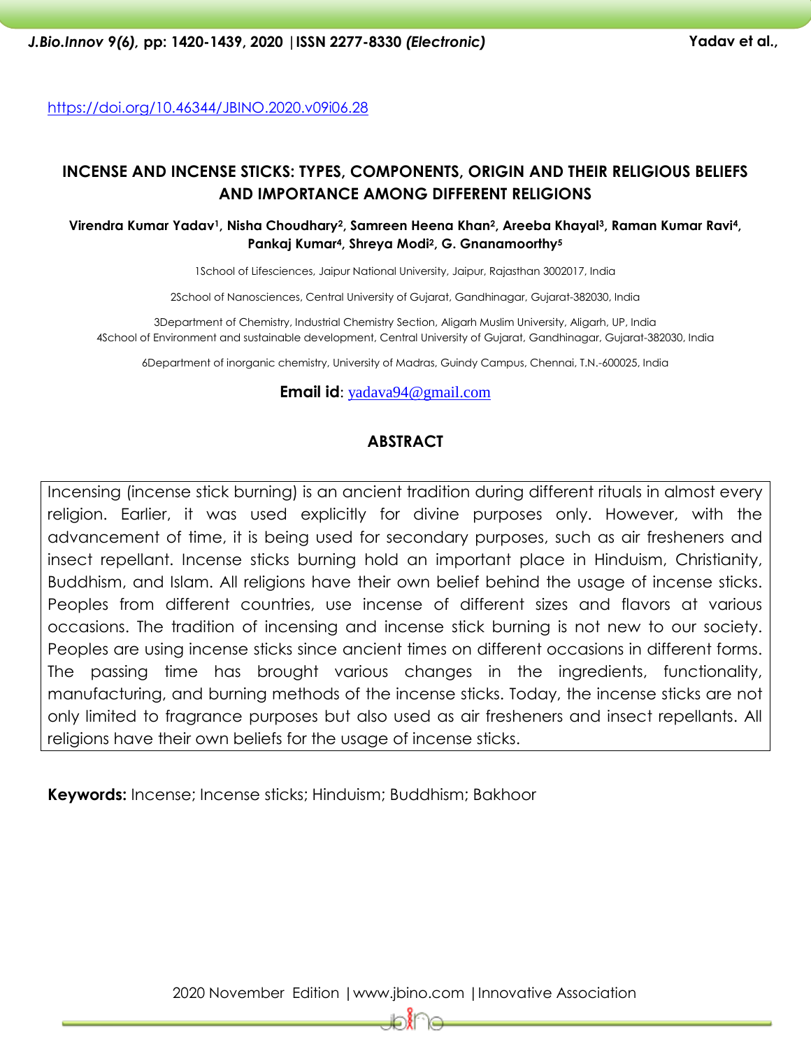https://doi.org/10.46344/JBINO.2020.v09i06.28

# INCENSE AND INCENSE STICKS: TYPES, COMPONENTS, ORIGIN AND THEIR RELIGIOUS BELIEFS AND IMPORTANCE AMONG DIFFERENT RELIGIONS

**Virendra Kumar Yadav[1], Nisha Choudhary[2], Samreen Heena Khan[2], Areeba Khayal[3], Raman Kumar Ravi[4], Pankaj Kumar[4], Shreya Modi[2], G. Gnanamoorthy[5]**

1School of Lifesciences, Jaipur National University, Jaipur, Rajasthan 3002017, India

2School of Nanosciences, Central University of Gujarat, Gandhinagar, Gujarat-382030, India

3Department of Chemistry, Industrial Chemistry Section, Aligarh Muslim University, Aligarh, UP, India

4School of Environment and sustainable development, Central University of Gujarat, Gandhinagar, Gujarat-382030, India

6Department of inorganic chemistry, University of Madras, Guindy Campus, Chennai, T.N.-600025, India

**Email id**: yadava94@gmail.com

## ABSTRACT

Incensing (incense stick burning) is an ancient tradition during different rituals in almost every religion. Earlier, it was used explicitly for divine purposes only. However, with the advancement of time, it is being used for secondary purposes, such as air fresheners and insect repellant. Incense sticks burning hold an important place in Hinduism, Christianity, Buddhism, and Islam. All religions have their own belief behind the usage of incense sticks. Peoples from different countries, use incense of different sizes and flavors at various occasions. The tradition of incensing and incense stick burning is not new to our society. Peoples are using incense sticks since ancient times on different occasions in different forms. The passing time has brought various changes in the ingredients, functionality, manufacturing, and burning methods of the incense sticks. Today, the incense sticks are not only limited to fragrance purposes but also used as air fresheners and insect repellants. All religions have their own beliefs for the usage of incense sticks.

**Keywords:** Incense; Incense sticks; Hinduism; Buddhism; Bakhoor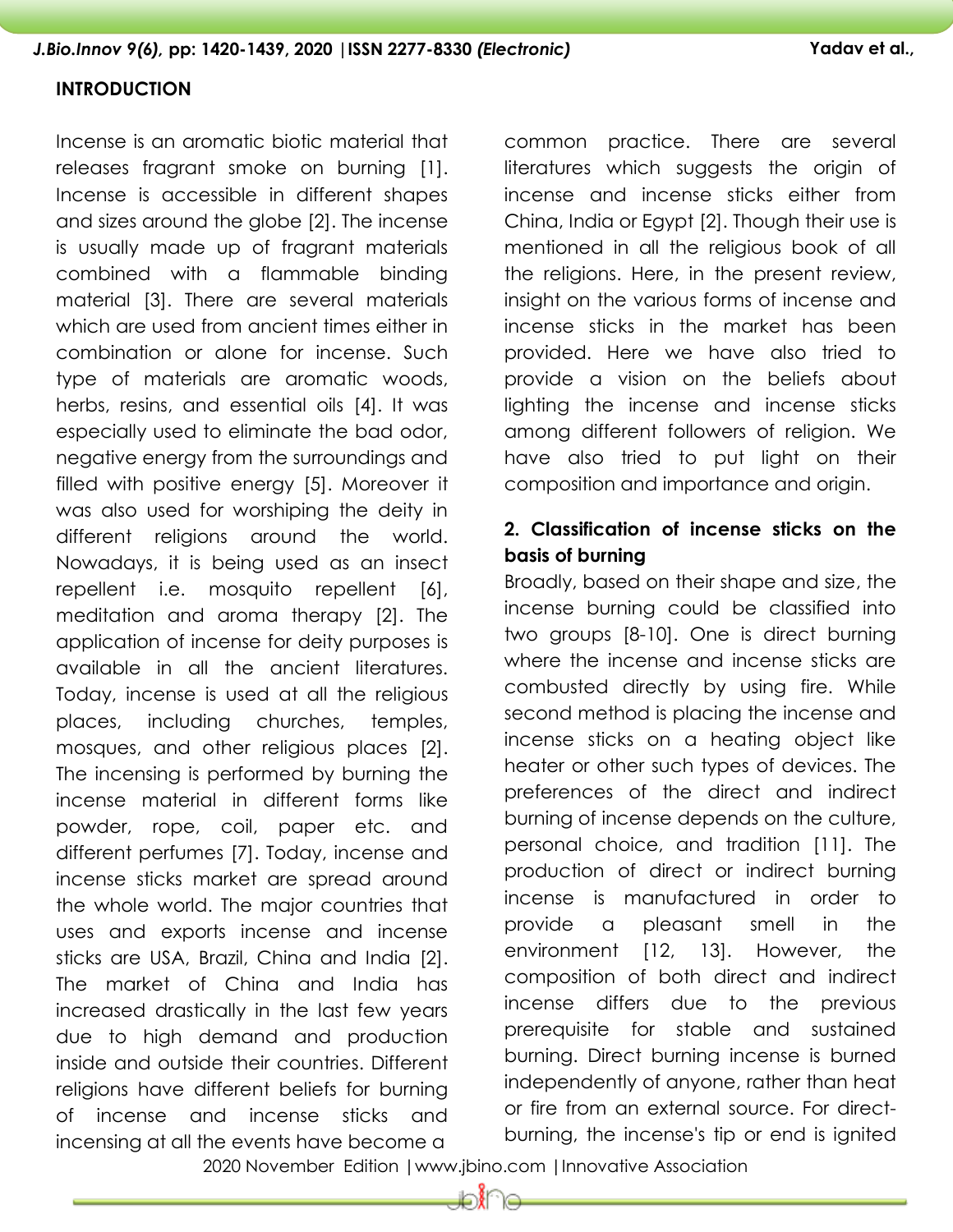## INTRODUCTION

Incense is an aromatic biotic material that releases fragrant smoke on burning [1]. Incense is accessible in different shapes and sizes around the globe [2]. The incense is usually made up of fragrant materials combined with a flammable binding material [3]. There are several materials which are used from ancient times either in combination or alone for incense. Such type of materials are aromatic woods, herbs, resins, and essential oils [4]. It was especially used to eliminate the bad odor, negative energy from the surroundings and filled with positive energy [5]. Moreover it was also used for worshiping the deity in different religions around the world. Nowadays, it is being used as an insect repellent i.e. mosquito repellent [6], meditation and aroma therapy [2]. The application of incense for deity purposes is available in all the ancient literatures. Today, incense is used at all the religious places, including churches, temples, mosques, and other religious places [2]. The incensing is performed by burning the incense material in different forms like powder, rope, coil, paper etc. and different perfumes [7]. Today, incense and incense sticks market are spread around the whole world. The major countries that uses and exports incense and incense sticks are USA, Brazil, China and India [2]. The market of China and India has increased drastically in the last few years due to high demand and production inside and outside their countries. Different religions have different beliefs for burning of incense and incense sticks and incensing at all the events have become a common practice. There are several literatures which suggests the origin of incense and incense sticks either from China, India or Egypt [2]. Though their use is mentioned in all the religious book of all the religions. Here, in the present review, insight on the various forms of incense and incense sticks in the market has been provided. Here we have also tried to provide a vision on the beliefs about lighting the incense and incense sticks among different followers of religion. We have also tried to put light on their composition and importance and origin.

## 2. Classification of incense sticks on the basis of burning

Broadly, based on their shape and size, the incense burning could be classified into two groups [8-10]. One is direct burning where the incense and incense sticks are combusted directly by using fire. While second method is placing the incense and incense sticks on a heating object like heater or other such types of devices. The preferences of the direct and indirect burning of incense depends on the culture, personal choice, and tradition [11]. The production of direct or indirect burning incense is manufactured in order to provide a pleasant smell in the environment [12, 13]. However, the composition of both direct and indirect incense differs due to the previous prerequisite for stable and sustained burning. Direct burning incense is burned independently of anyone, rather than heat or fire from an external source. For direct-burning, the incense's tip or end is ignited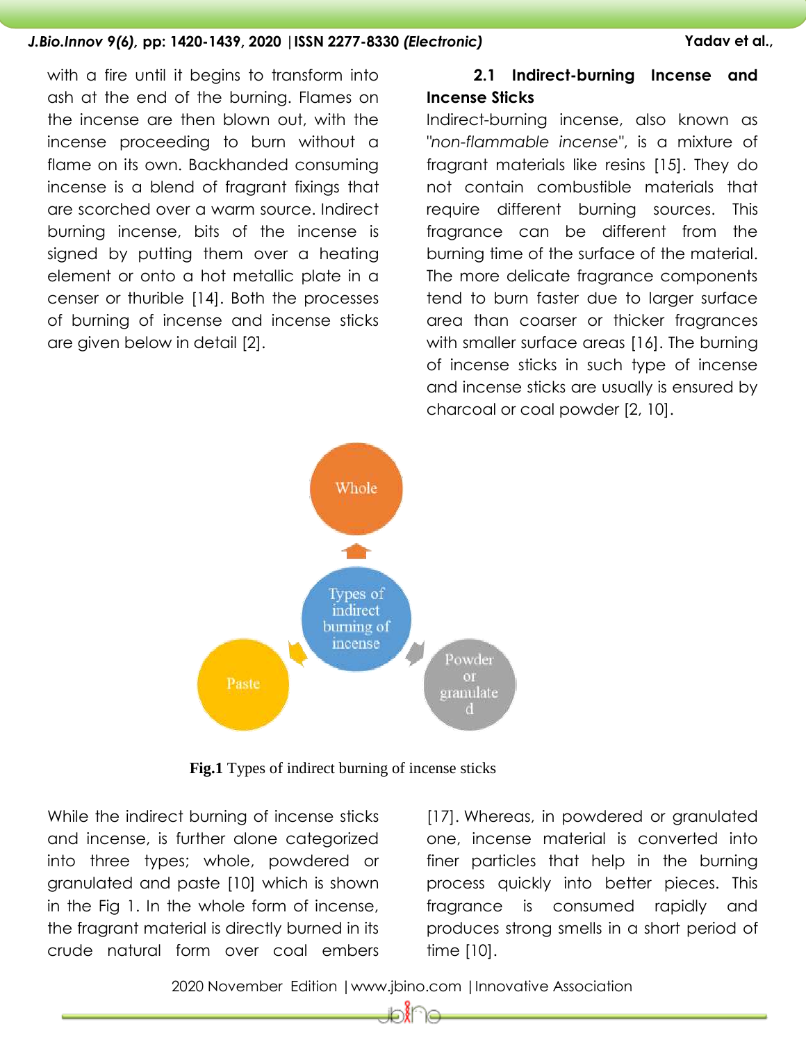with a fire until it begins to transform into ash at the end of the burning. Flames on the incense are then blown out, with the incense proceeding to burn without a flame on its own. Backhanded consuming incense is a blend of fragrant fixings that are scorched over a warm source. Indirect burning incense, bits of the incense is signed by putting them over a heating element or onto a hot metallic plate in a censer or thurible [14]. Both the processes of burning of incense and incense sticks are given below in detail [2].

### 2.1 Indirect-burning Incense and Incense Sticks

Indirect-burning incense, also known as "*non-flammable incense*", is a mixture of fragrant materials like resins [15]. They do not contain combustible materials that require different burning sources. This fragrance can be different from the burning time of the surface of the material. The more delicate fragrance components tend to burn faster due to larger surface area than coarser or thicker fragrances with smaller surface areas [16]. The burning of incense sticks in such type of incense and incense sticks are usually is ensured by charcoal or coal powder [2, 10].

**Fig.1** Types of indirect burning of incense sticks

While the indirect burning of incense sticks and incense, is further alone categorized into three types; whole, powdered or granulated and paste [10] which is shown in the Fig 1. In the whole form of incense, the fragrant material is directly burned in its crude natural form over coal embers [17]. Whereas, in powdered or granulated one, incense material is converted into finer particles that help in the burning process quickly into better pieces. This fragrance is consumed rapidly and produces strong smells in a short period of time [10].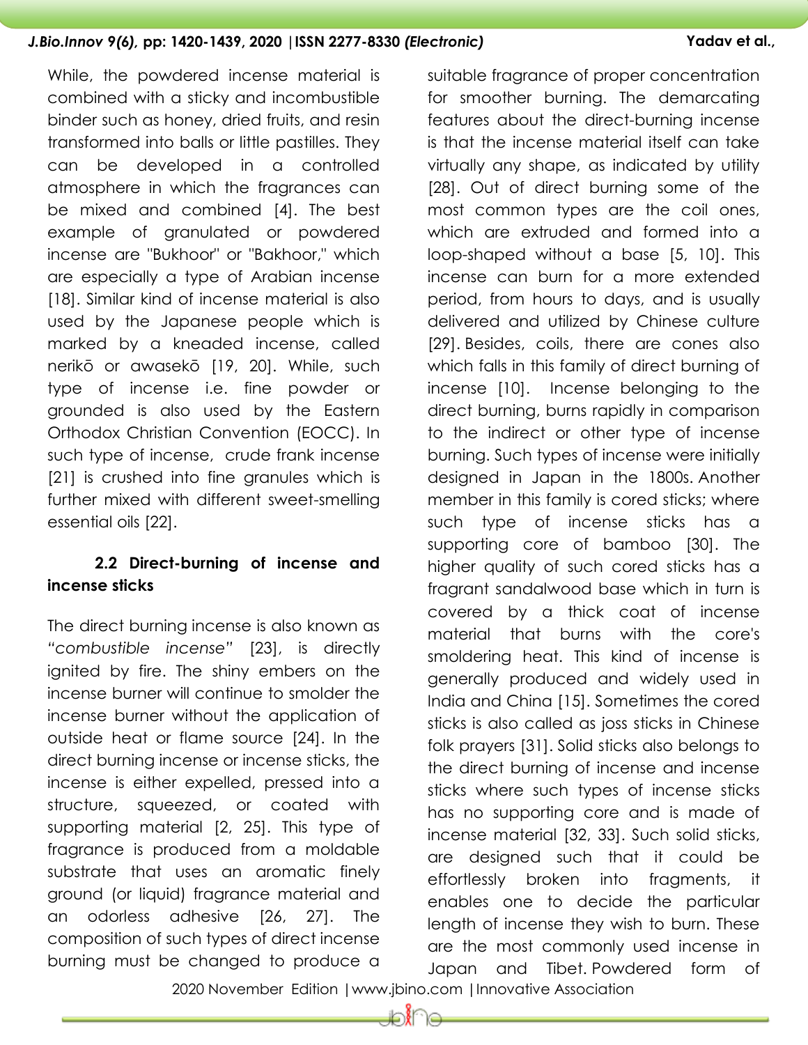While, the powdered incense material is combined with a sticky and incombustible binder such as honey, dried fruits, and resin transformed into balls or little pastilles. They can be developed in a controlled atmosphere in which the fragrances can be mixed and combined [4]. The best example of granulated or powdered incense are "Bukhoor" or "Bakhoor," which are especially a type of Arabian incense [18]. Similar kind of incense material is also used by the Japanese people which is marked by a kneaded incense, called nerikō or awasekō [19, 20]. While, such type of incense i.e. fine powder or grounded is also used by the Eastern Orthodox Christian Convention (EOCC). In such type of incense, crude frank incense [21] is crushed into fine granules which is further mixed with different sweet-smelling essential oils [22].

### 2.2 Direct-burning of incense and incense sticks

The direct burning incense is also known as "*combustible incense*" [23], is directly ignited by fire. The shiny embers on the incense burner will continue to smolder the incense burner without the application of outside heat or flame source [24]. In the direct burning incense or incense sticks, the incense is either expelled, pressed into a structure, squeezed, or coated with supporting material [2, 25]. This type of fragrance is produced from a moldable substrate that uses an aromatic finely ground (or liquid) fragrance material and an odorless adhesive [26, 27]. The composition of such types of direct incense burning must be changed to produce a suitable fragrance of proper concentration for smoother burning. The demarcating features about the direct-burning incense is that the incense material itself can take virtually any shape, as indicated by utility [28]. Out of direct burning some of the most common types are the coil ones, which are extruded and formed into a loop-shaped without a base [5, 10]. This incense can burn for a more extended period, from hours to days, and is usually delivered and utilized by Chinese culture [29]. Besides, coils, there are cones also which falls in this family of direct burning of incense [10]. Incense belonging to the direct burning, burns rapidly in comparison to the indirect or other type of incense burning. Such types of incense were initially designed in Japan in the 1800s. Another member in this family is cored sticks; where such type of incense sticks has a supporting core of bamboo [30]. The higher quality of such cored sticks has a fragrant sandalwood base which in turn is covered by a thick coat of incense material that burns with the core's smoldering heat. This kind of incense is generally produced and widely used in India and China [15]. Sometimes the cored sticks is also called as joss sticks in Chinese folk prayers [31]. Solid sticks also belongs to the direct burning of incense and incense sticks where such types of incense sticks has no supporting core and is made of incense material [32, 33]. Such solid sticks, are designed such that it could be effortlessly broken into fragments, it enables one to decide the particular length of incense they wish to burn. These are the most commonly used incense in Japan and Tibet. Powdered form of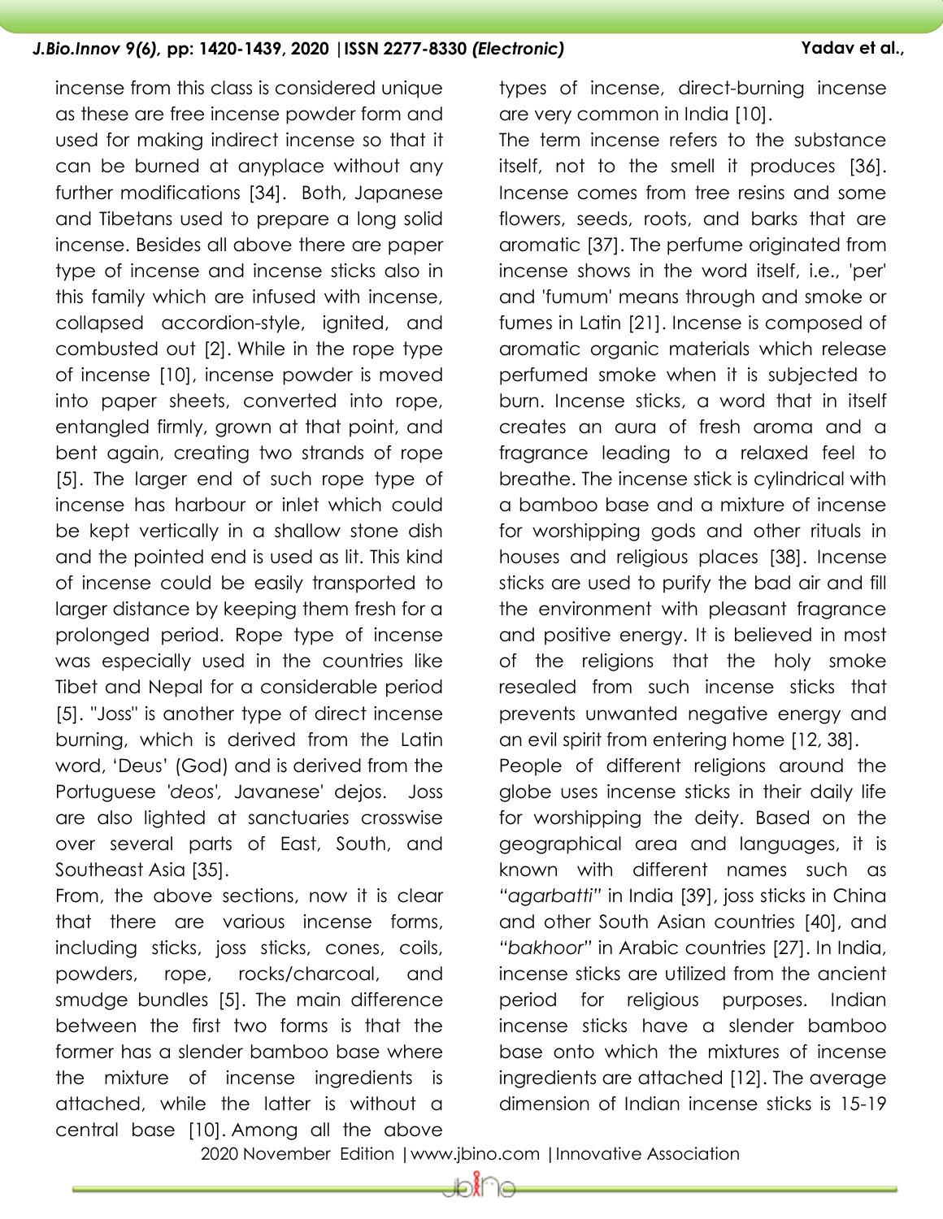incense from this class is considered unique as these are free incense powder form and used for making indirect incense so that it can be burned at anyplace without any further modifications [34]. Both, Japanese and Tibetans used to prepare a long solid incense. Besides all above there are paper type of incense and incense sticks also in this family which are infused with incense, collapsed accordion-style, ignited, and combusted out [2]. While in the rope type of incense [10], incense powder is moved into paper sheets, converted into rope, entangled firmly, grown at that point, and bent again, creating two strands of rope [5]. The larger end of such rope type of incense has harbour or inlet which could be kept vertically in a shallow stone dish and the pointed end is used as lit. This kind of incense could be easily transported to larger distance by keeping them fresh for a prolonged period. Rope type of incense was especially used in the countries like Tibet and Nepal for a considerable period [5]. "Joss" is another type of direct incense burning, which is derived from the Latin word, 'Deus' (God) and is derived from the Portuguese *'deos',* Javanese' dejos. Joss are also lighted at sanctuaries crosswise over several parts of East, South, and Southeast Asia [35].

From, the above sections, now it is clear that there are various incense forms, including sticks, joss sticks, cones, coils, powders, rope, rocks/charcoal, and smudge bundles [5]. The main difference between the first two forms is that the former has a slender bamboo base where the mixture of incense ingredients is attached, while the latter is without a central base [10]. Among all the above types of incense, direct-burning incense are very common in India [10].

The term incense refers to the substance itself, not to the smell it produces [36]. Incense comes from tree resins and some flowers, seeds, roots, and barks that are aromatic [37]. The perfume originated from incense shows in the word itself, i.e., 'per' and 'fumum' means through and smoke or fumes in Latin [21]. Incense is composed of aromatic organic materials which release perfumed smoke when it is subjected to burn. Incense sticks, a word that in itself creates an aura of fresh aroma and a fragrance leading to a relaxed feel to breathe. The incense stick is cylindrical with a bamboo base and a mixture of incense for worshipping gods and other rituals in houses and religious places [38]. Incense sticks are used to purify the bad air and fill the environment with pleasant fragrance and positive energy. It is believed in most of the religions that the holy smoke resealed from such incense sticks that prevents unwanted negative energy and an evil spirit from entering home [12, 38].

People of different religions around the globe uses incense sticks in their daily life for worshipping the deity. Based on the geographical area and languages, it is known with different names such as "*agarbatti*" in India [39], joss sticks in China and other South Asian countries [40], and "*bakhoor*" in Arabic countries [27]. In India, incense sticks are utilized from the ancient period for religious purposes. Indian incense sticks have a slender bamboo base onto which the mixtures of incense ingredients are attached [12]. The average dimension of Indian incense sticks is 15-19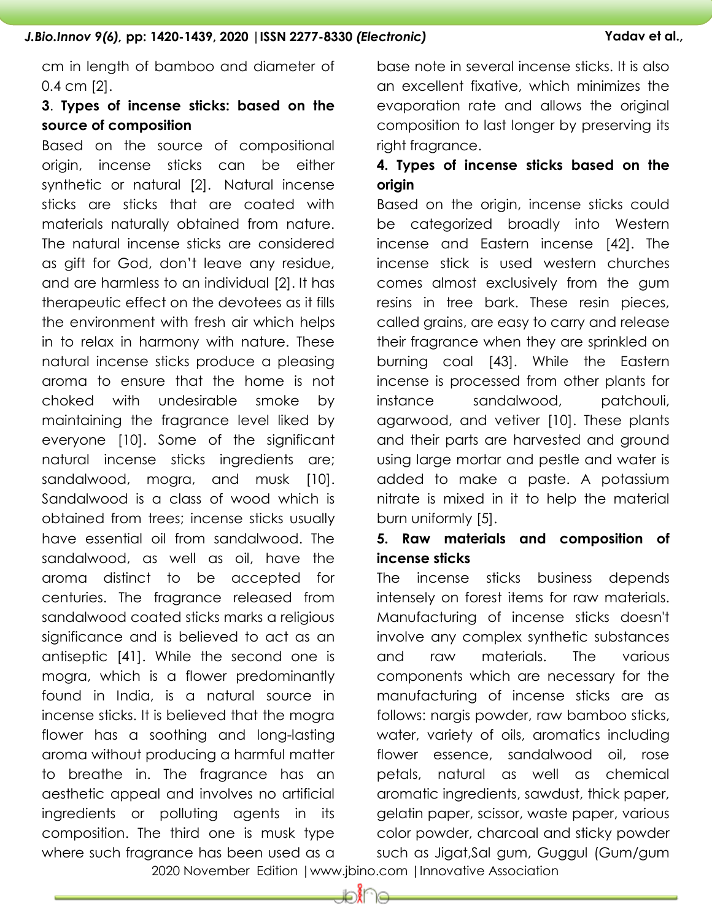cm in length of bamboo and diameter of 0.4 cm [2].

**3. Types of incense sticks: based on the source of composition**

Based on the source of compositional origin, incense sticks can be either synthetic or natural [2]. Natural incense sticks are sticks that are coated with materials naturally obtained from nature. The natural incense sticks are considered as gift for God, don't leave any residue, and are harmless to an individual [2]. It has therapeutic effect on the devotees as it fills the environment with fresh air which helps in to relax in harmony with nature. These natural incense sticks produce a pleasing aroma to ensure that the home is not choked with undesirable smoke by maintaining the fragrance level liked by everyone [10]. Some of the significant natural incense sticks ingredients are; sandalwood, mogra, and musk [10]. Sandalwood is a class of wood which is obtained from trees; incense sticks usually have essential oil from sandalwood. The sandalwood, as well as oil, have the aroma distinct to be accepted for centuries. The fragrance released from sandalwood coated sticks marks a religious significance and is believed to act as an antiseptic [41]. While the second one is mogra, which is a flower predominantly found in India, is a natural source in incense sticks. It is believed that the mogra flower has a soothing and long-lasting aroma without producing a harmful matter to breathe in. The fragrance has an aesthetic appeal and involves no artificial ingredients or polluting agents in its composition. The third one is musk type where such fragrance has been used as a base note in several incense sticks. It is also an excellent fixative, which minimizes the evaporation rate and allows the original composition to last longer by preserving its right fragrance.

**4. Types of incense sticks based on the origin**

Based on the origin, incense sticks could be categorized broadly into Western incense and Eastern incense [42]. The incense stick is used western churches comes almost exclusively from the gum resins in tree bark. These resin pieces, called grains, are easy to carry and release their fragrance when they are sprinkled on burning coal [43]. While the Eastern incense is processed from other plants for instance sandalwood, patchouli, agarwood, and vetiver [10]. These plants and their parts are harvested and ground using large mortar and pestle and water is added to make a paste. A potassium nitrate is mixed in it to help the material burn uniformly [5].

**5. Raw materials and composition of incense sticks**

The incense sticks business depends intensely on forest items for raw materials. Manufacturing of incense sticks doesn't involve any complex synthetic substances and raw materials. The various components which are necessary for the manufacturing of incense sticks are as follows: nargis powder, raw bamboo sticks, water, variety of oils, aromatics including flower essence, sandalwood oil, rose petals, natural as well as chemical aromatic ingredients, sawdust, thick paper, gelatin paper, scissor, waste paper, various color powder, charcoal and sticky powder such as Jigat,Sal gum, Guggul (Gum/gum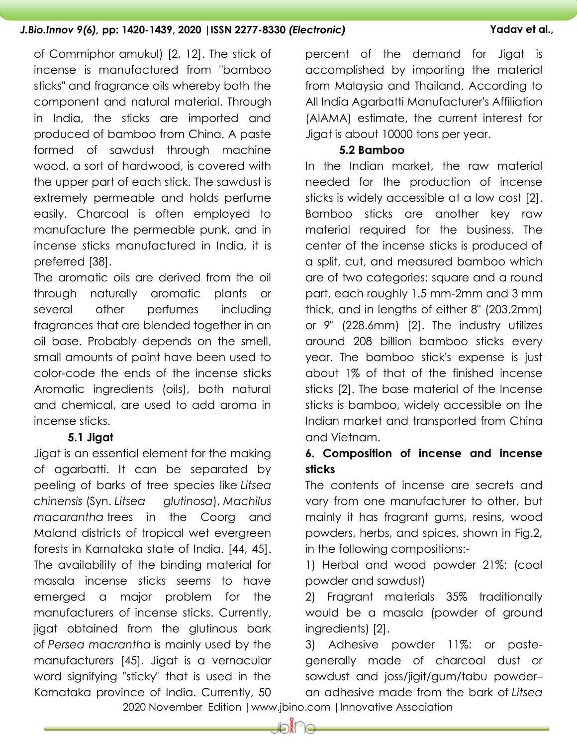of Commiphor amukul) [2, 12]. The stick of incense is manufactured from "bamboo sticks" and fragrance oils whereby both the component and natural material. Through in India, the sticks are imported and produced of bamboo from China. A paste formed of sawdust through machine wood, a sort of hardwood, is covered with the upper part of each stick. The sawdust is extremely permeable and holds perfume easily. Charcoal is often employed to manufacture the permeable punk, and in incense sticks manufactured in India, it is preferred [38].

The aromatic oils are derived from the oil through naturally aromatic plants or several other perfumes including fragrances that are blended together in an oil base. Probably depends on the smell, small amounts of paint have been used to color-code the ends of the incense sticks Aromatic ingredients (oils), both natural and chemical, are used to add aroma in incense sticks.

### 5.1 Jigat

Jigat is an essential element for the making of agarbatti. It can be separated by peeling of barks of tree species like *Litsea chinensis* (Syn. *Litsea glutinosa*), *Machilus macarantha* trees in the Coorg and Maland districts of tropical wet evergreen forests in Karnataka state of India. [44, 45]. The availability of the binding material for masala incense sticks seems to have emerged a major problem for the manufacturers of incense sticks. Currently, jigat obtained from the glutinous bark of *Persea macrantha* is mainly used by the manufacturers [45]. Jigat is a vernacular word signifying "sticky" that is used in the Karnataka province of India. Currently, 50 percent of the demand for Jigat is accomplished by importing the material from Malaysia and Thailand. According to All India Agarbatti Manufacturer's Affiliation (AIAMA) estimate, the current interest for Jigat is about 10000 tons per year.

### 5.2 Bamboo

In the Indian market, the raw material needed for the production of incense sticks is widely accessible at a low cost [2]. Bamboo sticks are another key raw material required for the business. The center of the incense sticks is produced of a split, cut, and measured bamboo which are of two categories: square and a round part, each roughly 1.5 mm-2mm and 3 mm thick, and in lengths of either 8" (203.2mm) or 9" (228.6mm) [2]. The industry utilizes around 208 billion bamboo sticks every year. The bamboo stick's expense is just about 1% of that of the finished incense sticks [2]. The base material of the Incense sticks is bamboo, widely accessible on the Indian market and transported from China and Vietnam.

## 6. Composition of incense and incense sticks

The contents of incense are secrets and vary from one manufacturer to other, but mainly it has fragrant gums, resins, wood powders, herbs, and spices, shown in Fig.2, in the following compositions:-

1) Herbal and wood powder 21%: (coal powder and sawdust)

2) Fragrant materials 35% traditionally would be a masala (powder of ground ingredients) [2].

3) Adhesive powder 11%: or paste-generally made of charcoal dust or sawdust and joss/jigit/gum/tabu powder– an adhesive made from the bark of *Litsea*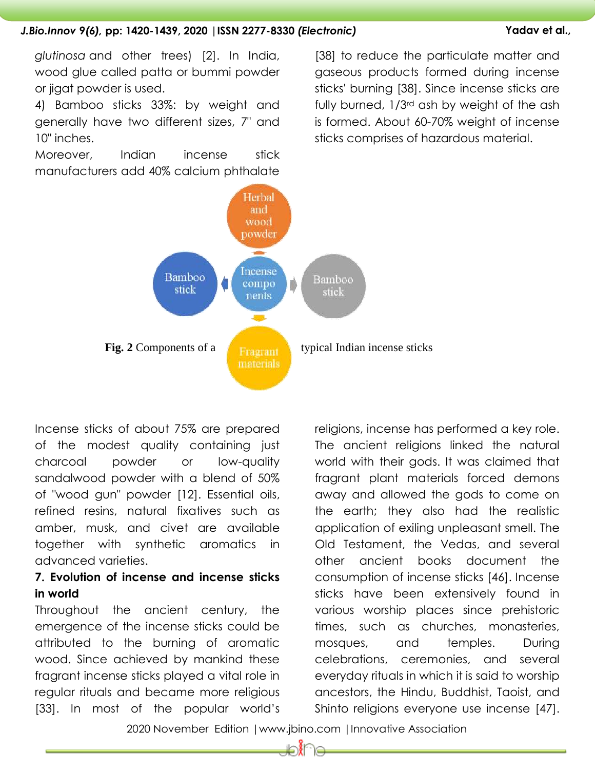*glutinosa* and other trees) [2]. In India, wood glue called patta or bummi powder or jigat powder is used.

4) Bamboo sticks 33%: by weight and generally have two different sizes, 7" and 10" inches.

Moreover, Indian incense stick manufacturers add 40% calcium phthalate [38] to reduce the particulate matter and gaseous products formed during incense sticks' burning [38]. Since incense sticks are fully burned, 1/3rd ash by weight of the ash is formed. About 60-70% weight of incense sticks comprises of hazardous material.

**Fig. 2** Components of a typical Indian incense sticks

Incense sticks of about 75% are prepared of the modest quality containing just charcoal powder or low-quality sandalwood powder with a blend of 50% of "wood gun" powder [12]. Essential oils, refined resins, natural fixatives such as amber, musk, and civet are available together with synthetic aromatics in advanced varieties.

## 7. Evolution of incense and incense sticks in world

Throughout the ancient century, the emergence of the incense sticks could be attributed to the burning of aromatic wood. Since achieved by mankind these fragrant incense sticks played a vital role in regular rituals and became more religious [33]. In most of the popular world's religions, incense has performed a key role. The ancient religions linked the natural world with their gods. It was claimed that fragrant plant materials forced demons away and allowed the gods to come on the earth; they also had the realistic application of exiling unpleasant smell. The Old Testament, the Vedas, and several other ancient books document the consumption of incense sticks [46]. Incense sticks have been extensively found in various worship places since prehistoric times, such as churches, monasteries, mosques, and temples. During celebrations, ceremonies, and several everyday rituals in which it is said to worship ancestors, the Hindu, Buddhist, Taoist, and Shinto religions everyone use incense [47].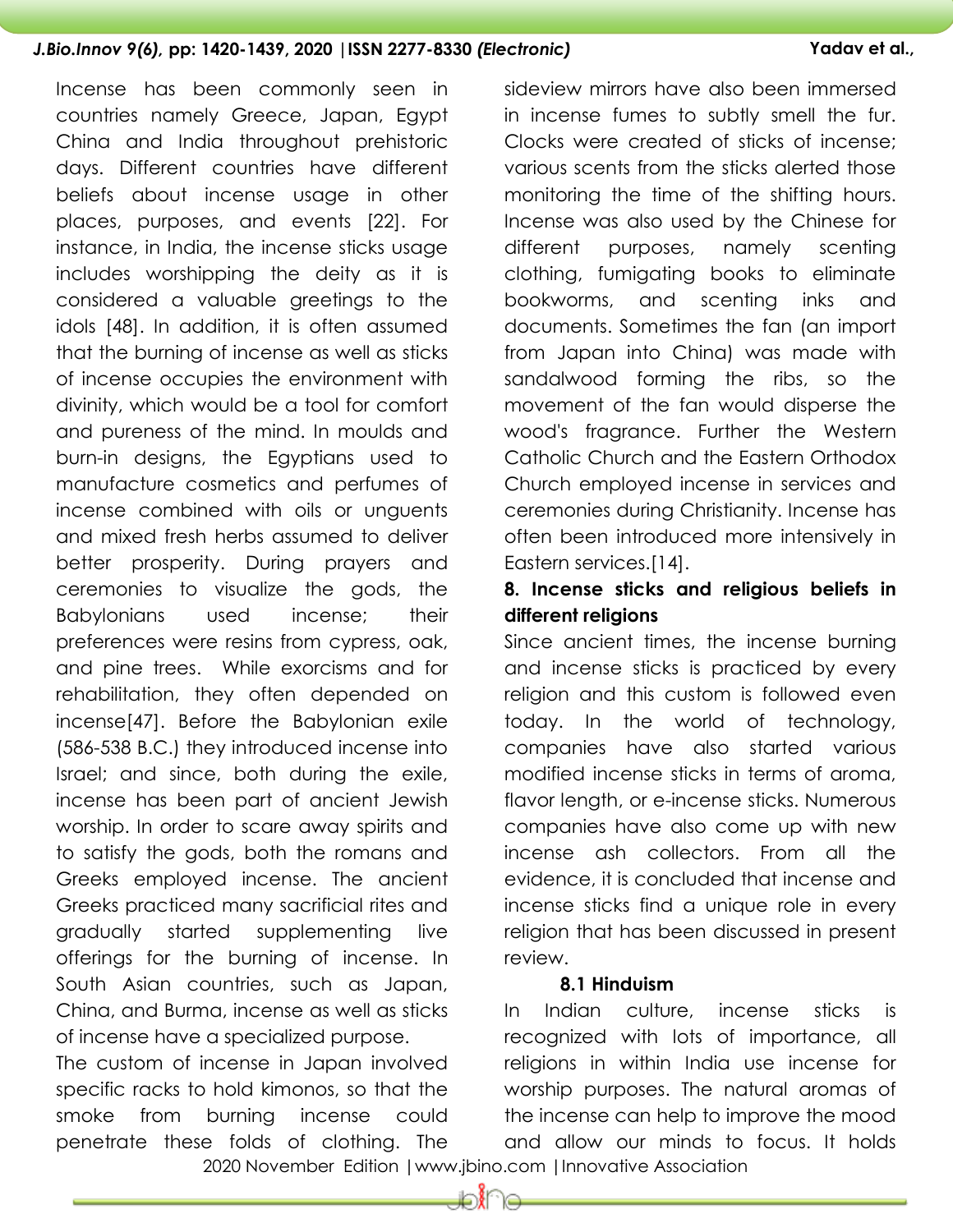Incense has been commonly seen in countries namely Greece, Japan, Egypt China and India throughout prehistoric days. Different countries have different beliefs about incense usage in other places, purposes, and events [22]. For instance, in India, the incense sticks usage includes worshipping the deity as it is considered a valuable greetings to the idols [48]. In addition, it is often assumed that the burning of incense as well as sticks of incense occupies the environment with divinity, which would be a tool for comfort and pureness of the mind. In moulds and burn-in designs, the Egyptians used to manufacture cosmetics and perfumes of incense combined with oils or unguents and mixed fresh herbs assumed to deliver better prosperity. During prayers and ceremonies to visualize the gods, the Babylonians used incense; their preferences were resins from cypress, oak, and pine trees. While exorcisms and for rehabilitation, they often depended on incense[47]. Before the Babylonian exile (586-538 B.C.) they introduced incense into Israel; and since, both during the exile, incense has been part of ancient Jewish worship. In order to scare away spirits and to satisfy the gods, both the romans and Greeks employed incense. The ancient Greeks practiced many sacrificial rites and gradually started supplementing live offerings for the burning of incense. In South Asian countries, such as Japan, China, and Burma, incense as well as sticks of incense have a specialized purpose.

The custom of incense in Japan involved specific racks to hold kimonos, so that the smoke from burning incense could penetrate these folds of clothing. The sideview mirrors have also been immersed in incense fumes to subtly smell the fur. Clocks were created of sticks of incense; various scents from the sticks alerted those monitoring the time of the shifting hours. Incense was also used by the Chinese for different purposes, namely scenting clothing, fumigating books to eliminate bookworms, and scenting inks and documents. Sometimes the fan (an import from Japan into China) was made with sandalwood forming the ribs, so the movement of the fan would disperse the wood's fragrance. Further the Western Catholic Church and the Eastern Orthodox Church employed incense in services and ceremonies during Christianity. Incense has often been introduced more intensively in Eastern services.[14].

## 8. Incense sticks and religious beliefs in different religions

Since ancient times, the incense burning and incense sticks is practiced by every religion and this custom is followed even today. In the world of technology, companies have also started various modified incense sticks in terms of aroma, flavor length, or e-incense sticks. Numerous companies have also come up with new incense ash collectors. From all the evidence, it is concluded that incense and incense sticks find a unique role in every religion that has been discussed in present review.

### 8.1 Hinduism

In Indian culture, incense sticks is recognized with lots of importance, all religions in within India use incense for worship purposes. The natural aromas of the incense can help to improve the mood and allow our minds to focus. It holds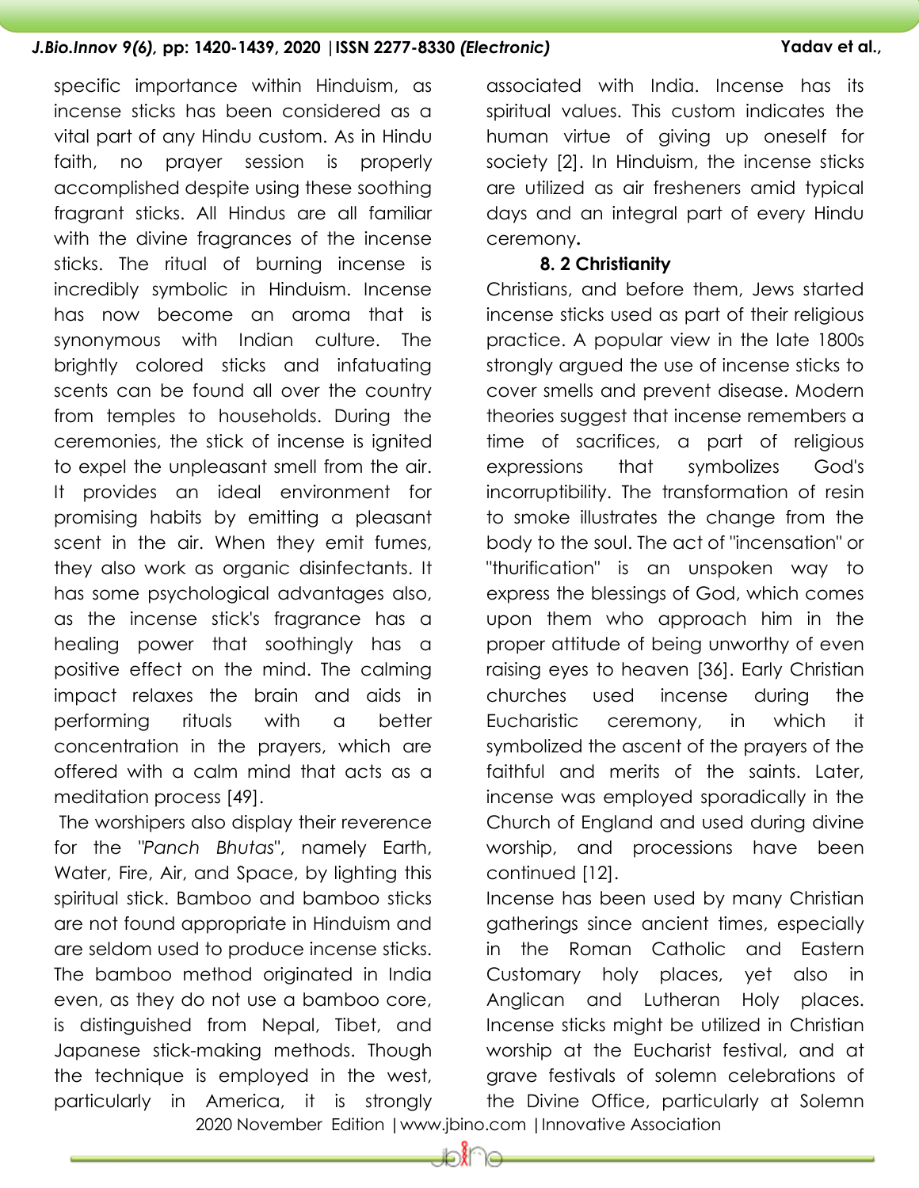specific importance within Hinduism, as incense sticks has been considered as a vital part of any Hindu custom. As in Hindu faith, no prayer session is properly accomplished despite using these soothing fragrant sticks. All Hindus are all familiar with the divine fragrances of the incense sticks. The ritual of burning incense is incredibly symbolic in Hinduism. Incense has now become an aroma that is synonymous with Indian culture. The brightly colored sticks and infatuating scents can be found all over the country from temples to households. During the ceremonies, the stick of incense is ignited to expel the unpleasant smell from the air. It provides an ideal environment for promising habits by emitting a pleasant scent in the air. When they emit fumes, they also work as organic disinfectants. It has some psychological advantages also, as the incense stick's fragrance has a healing power that soothingly has a positive effect on the mind. The calming impact relaxes the brain and aids in performing rituals with a better concentration in the prayers, which are offered with a calm mind that acts as a meditation process [49].

The worshipers also display their reverence for the "*Panch Bhutas*", namely Earth, Water, Fire, Air, and Space, by lighting this spiritual stick. Bamboo and bamboo sticks are not found appropriate in Hinduism and are seldom used to produce incense sticks. The bamboo method originated in India even, as they do not use a bamboo core, is distinguished from Nepal, Tibet, and Japanese stick-making methods. Though the technique is employed in the west, particularly in America, it is strongly associated with India. Incense has its spiritual values. This custom indicates the human virtue of giving up oneself for society [2]. In Hinduism, the incense sticks are utilized as air fresheners amid typical days and an integral part of every Hindu ceremony**.**

### 8. 2 Christianity

Christians, and before them, Jews started incense sticks used as part of their religious practice. A popular view in the late 1800s strongly argued the use of incense sticks to cover smells and prevent disease. Modern theories suggest that incense remembers a time of sacrifices, a part of religious expressions that symbolizes God's incorruptibility. The transformation of resin to smoke illustrates the change from the body to the soul. The act of "incensation" or "thurification" is an unspoken way to express the blessings of God, which comes upon them who approach him in the proper attitude of being unworthy of even raising eyes to heaven [36]. Early Christian churches used incense during the Eucharistic ceremony, in which it symbolized the ascent of the prayers of the faithful and merits of the saints. Later, incense was employed sporadically in the Church of England and used during divine worship, and processions have been continued [12].

Incense has been used by many Christian gatherings since ancient times, especially in the Roman Catholic and Eastern Customary holy places, yet also in Anglican and Lutheran Holy places. Incense sticks might be utilized in Christian worship at the Eucharist festival, and at grave festivals of solemn celebrations of the Divine Office, particularly at Solemn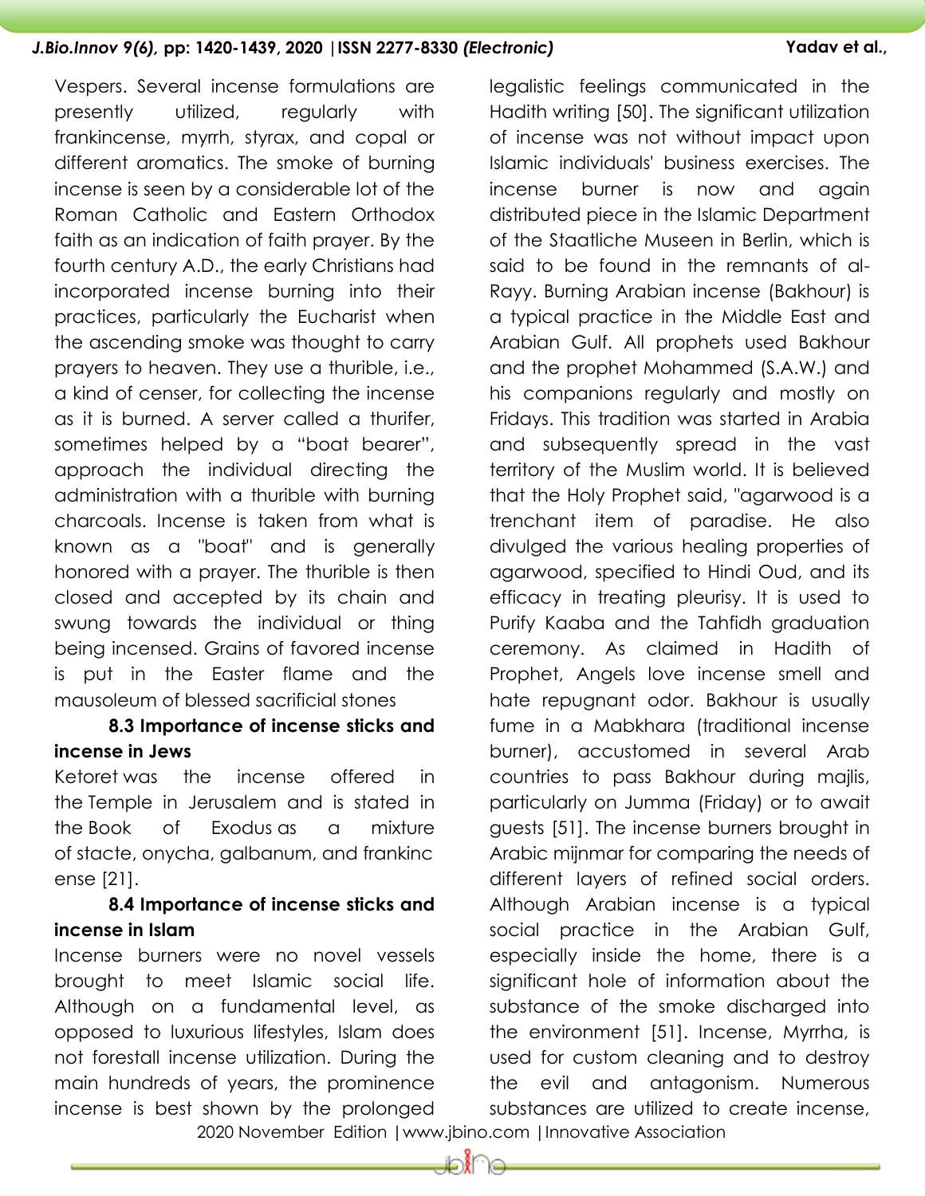Vespers. Several incense formulations are presently utilized, regularly with frankincense, myrrh, styrax, and copal or different aromatics. The smoke of burning incense is seen by a considerable lot of the Roman Catholic and Eastern Orthodox faith as an indication of faith prayer. By the fourth century A.D., the early Christians had incorporated incense burning into their practices, particularly the Eucharist when the ascending smoke was thought to carry prayers to heaven. They use a thurible, i.e., a kind of censer, for collecting the incense as it is burned. A server called a thurifer, sometimes helped by a "boat bearer", approach the individual directing the administration with a thurible with burning charcoals. Incense is taken from what is known as a "boat" and is generally honored with a prayer. The thurible is then closed and accepted by its chain and swung towards the individual or thing being incensed. Grains of favored incense is put in the Easter flame and the mausoleum of blessed sacrificial stones

### 8.3 Importance of incense sticks and incense in Jews

Ketoret was the incense offered in the Temple in Jerusalem and is stated in the Book of Exodus as a mixture of stacte, onycha, galbanum, and frankincense [21].

### 8.4 Importance of incense sticks and incense in Islam

Incense burners were no novel vessels brought to meet Islamic social life. Although on a fundamental level, as opposed to luxurious lifestyles, Islam does not forestall incense utilization. During the main hundreds of years, the prominence incense is best shown by the prolonged legalistic feelings communicated in the Hadith writing [50]. The significant utilization of incense was not without impact upon Islamic individuals' business exercises. The incense burner is now and again distributed piece in the Islamic Department of the Staatliche Museen in Berlin, which is said to be found in the remnants of al-Rayy. Burning Arabian incense (Bakhour) is a typical practice in the Middle East and Arabian Gulf. All prophets used Bakhour and the prophet Mohammed (S.A.W.) and his companions regularly and mostly on Fridays. This tradition was started in Arabia and subsequently spread in the vast territory of the Muslim world. It is believed that the Holy Prophet said, "agarwood is a trenchant item of paradise. He also divulged the various healing properties of agarwood, specified to Hindi Oud, and its efficacy in treating pleurisy. It is used to Purify Kaaba and the Tahfidh graduation ceremony. As claimed in Hadith of Prophet, Angels love incense smell and hate repugnant odor. Bakhour is usually fume in a Mabkhara (traditional incense burner), accustomed in several Arab countries to pass Bakhour during majlis, particularly on Jumma (Friday) or to await guests [51]. The incense burners brought in Arabic mijnmar for comparing the needs of different layers of refined social orders. Although Arabian incense is a typical social practice in the Arabian Gulf, especially inside the home, there is a significant hole of information about the substance of the smoke discharged into the environment [51]. Incense, Myrrha, is used for custom cleaning and to destroy the evil and antagonism. Numerous substances are utilized to create incense,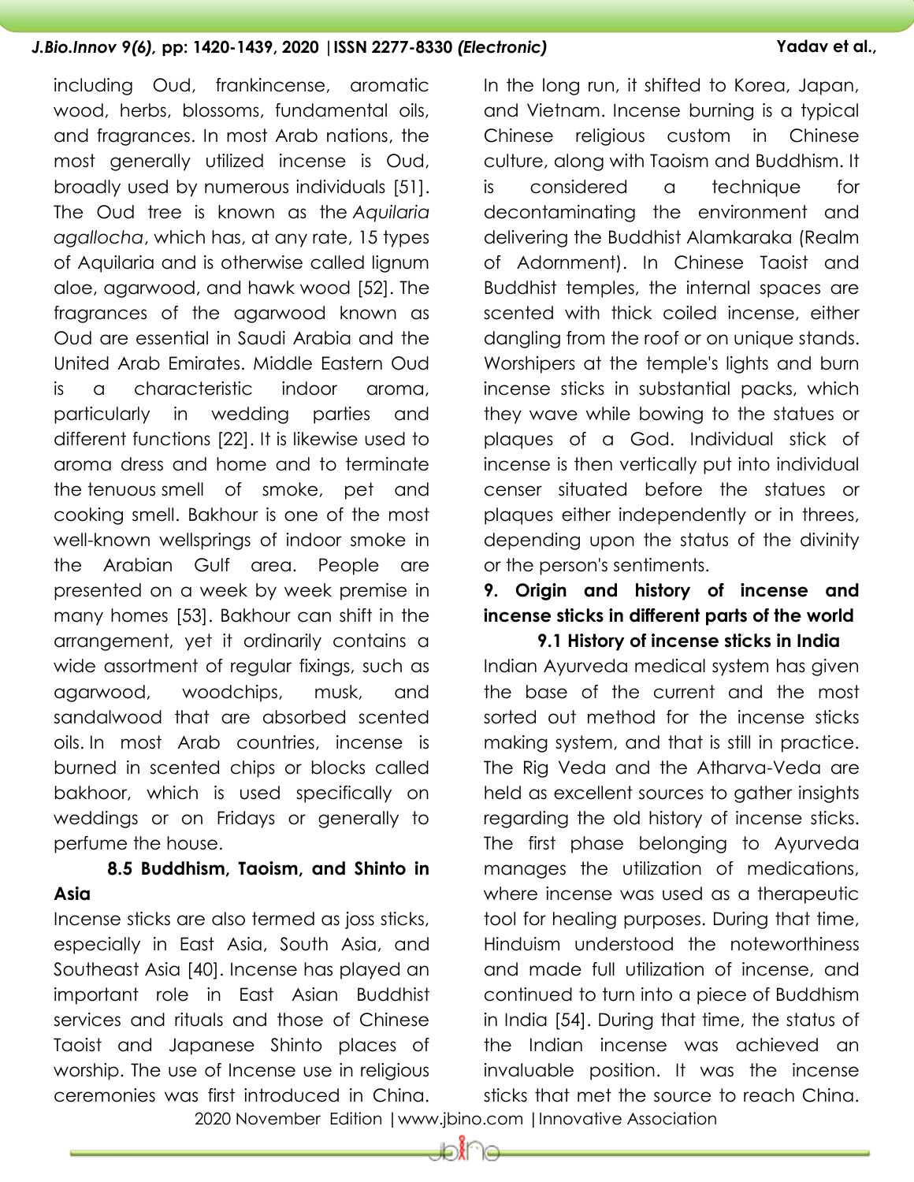including Oud, frankincense, aromatic wood, herbs, blossoms, fundamental oils, and fragrances. In most Arab nations, the most generally utilized incense is Oud, broadly used by numerous individuals [51]. The Oud tree is known as the *Aquilaria agallocha*, which has, at any rate, 15 types of Aquilaria and is otherwise called lignum aloe, agarwood, and hawk wood [52]. The fragrances of the agarwood known as Oud are essential in Saudi Arabia and the United Arab Emirates. Middle Eastern Oud is a characteristic indoor aroma, particularly in wedding parties and different functions [22]. It is likewise used to aroma dress and home and to terminate the tenuous smell of smoke, pet and cooking smell. Bakhour is one of the most well-known wellsprings of indoor smoke in the Arabian Gulf area. People are presented on a week by week premise in many homes [53]. Bakhour can shift in the arrangement, yet it ordinarily contains a wide assortment of regular fixings, such as agarwood, woodchips, musk, and sandalwood that are absorbed scented oils. In most Arab countries, incense is burned in scented chips or blocks called bakhoor, which is used specifically on weddings or on Fridays or generally to perfume the house.

### 8.5 Buddhism, Taoism, and Shinto in Asia

Incense sticks are also termed as joss sticks, especially in East Asia, South Asia, and Southeast Asia [40]. Incense has played an important role in East Asian Buddhist services and rituals and those of Chinese Taoist and Japanese Shinto places of worship. The use of Incense use in religious ceremonies was first introduced in China. In the long run, it shifted to Korea, Japan, and Vietnam. Incense burning is a typical Chinese religious custom in Chinese culture, along with Taoism and Buddhism. It is considered a technique for decontaminating the environment and delivering the Buddhist Alamkaraka (Realm of Adornment). In Chinese Taoist and Buddhist temples, the internal spaces are scented with thick coiled incense, either dangling from the roof or on unique stands. Worshipers at the temple's lights and burn incense sticks in substantial packs, which they wave while bowing to the statues or plaques of a God. Individual stick of incense is then vertically put into individual censer situated before the statues or plaques either independently or in threes, depending upon the status of the divinity or the person's sentiments.

## 9. Origin and history of incense and incense sticks in different parts of the world

### 9.1 History of incense sticks in India

Indian Ayurveda medical system has given the base of the current and the most sorted out method for the incense sticks making system, and that is still in practice. The Rig Veda and the Atharva-Veda are held as excellent sources to gather insights regarding the old history of incense sticks. The first phase belonging to Ayurveda manages the utilization of medications, where incense was used as a therapeutic tool for healing purposes. During that time, Hinduism understood the noteworthiness and made full utilization of incense, and continued to turn into a piece of Buddhism in India [54]. During that time, the status of the Indian incense was achieved an invaluable position. It was the incense sticks that met the source to reach China.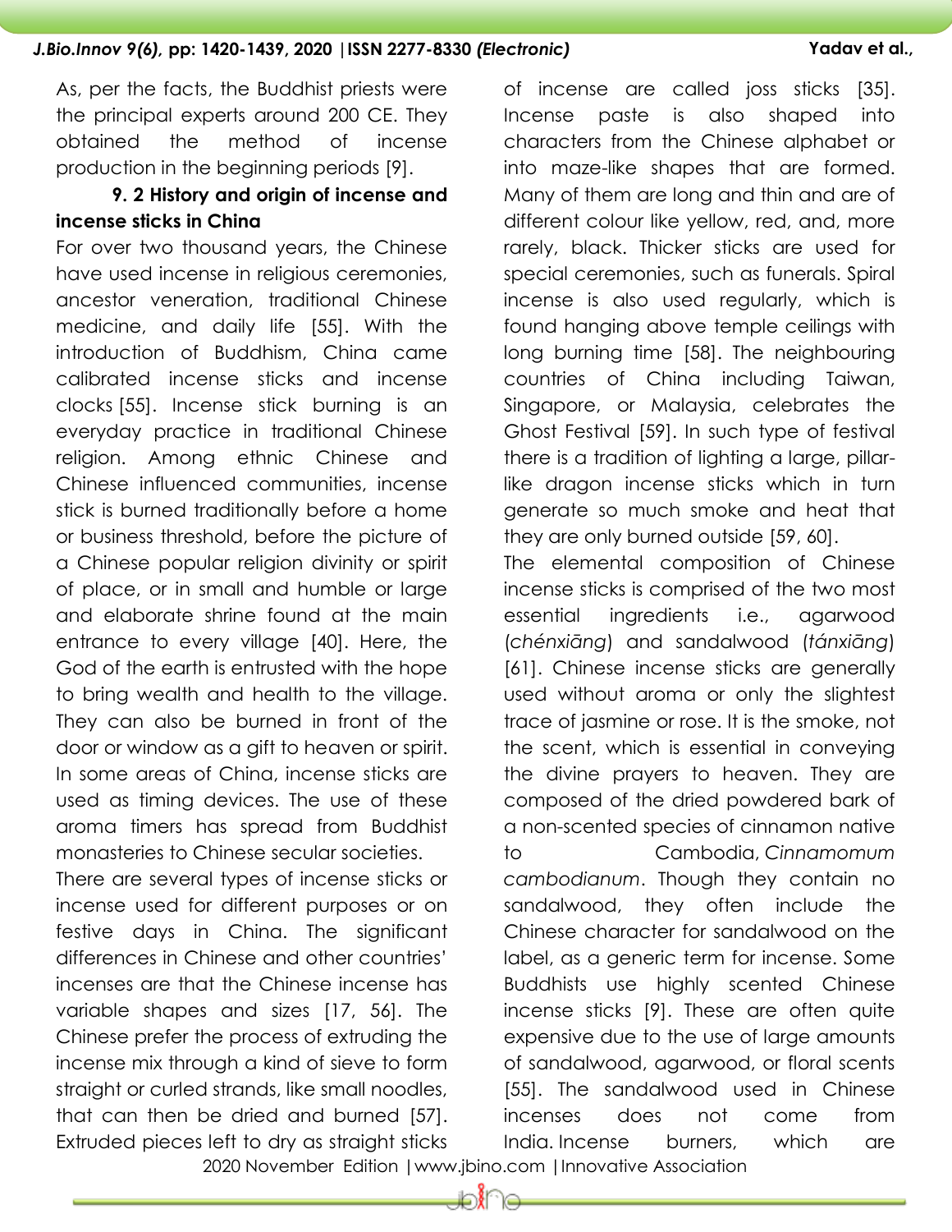As, per the facts, the Buddhist priests were the principal experts around 200 CE. They obtained the method of incense production in the beginning periods [9].

### 9. 2 History and origin of incense and incense sticks in China

For over two thousand years, the Chinese have used incense in religious ceremonies, ancestor veneration, traditional Chinese medicine, and daily life [55]. With the introduction of Buddhism, China came calibrated incense sticks and incense clocks [55]. Incense stick burning is an everyday practice in traditional Chinese religion. Among ethnic Chinese and Chinese influenced communities, incense stick is burned traditionally before a home or business threshold, before the picture of a Chinese popular religion divinity or spirit of place, or in small and humble or large and elaborate shrine found at the main entrance to every village [40]. Here, the God of the earth is entrusted with the hope to bring wealth and health to the village. They can also be burned in front of the door or window as a gift to heaven or spirit. In some areas of China, incense sticks are used as timing devices. The use of these aroma timers has spread from Buddhist monasteries to Chinese secular societies.

There are several types of incense sticks or incense used for different purposes or on festive days in China. The significant differences in Chinese and other countries' incenses are that the Chinese incense has variable shapes and sizes [17, 56]. The Chinese prefer the process of extruding the incense mix through a kind of sieve to form straight or curled strands, like small noodles, that can then be dried and burned [57]. Extruded pieces left to dry as straight sticks of incense are called joss sticks [35]. Incense paste is also shaped into characters from the Chinese alphabet or into maze-like shapes that are formed. Many of them are long and thin and are of different colour like yellow, red, and, more rarely, black. Thicker sticks are used for special ceremonies, such as funerals. Spiral incense is also used regularly, which is found hanging above temple ceilings with long burning time [58]. The neighbouring countries of China including Taiwan, Singapore, or Malaysia, celebrates the Ghost Festival [59]. In such type of festival there is a tradition of lighting a large, pillar-like dragon incense sticks which in turn generate so much smoke and heat that they are only burned outside [59, 60].

The elemental composition of Chinese incense sticks is comprised of the two most essential ingredients i.e., agarwood (*chénxiāng*) and sandalwood (*tánxiāng*) [61]. Chinese incense sticks are generally used without aroma or only the slightest trace of jasmine or rose. It is the smoke, not the scent, which is essential in conveying the divine prayers to heaven. They are composed of the dried powdered bark of a non-scented species of cinnamon native to Cambodia, *Cinnamomum cambodianum*. Though they contain no sandalwood, they often include the Chinese character for sandalwood on the label, as a generic term for incense. Some Buddhists use highly scented Chinese incense sticks [9]. These are often quite expensive due to the use of large amounts of sandalwood, agarwood, or floral scents [55]. The sandalwood used in Chinese incenses does not come from India. Incense burners, which are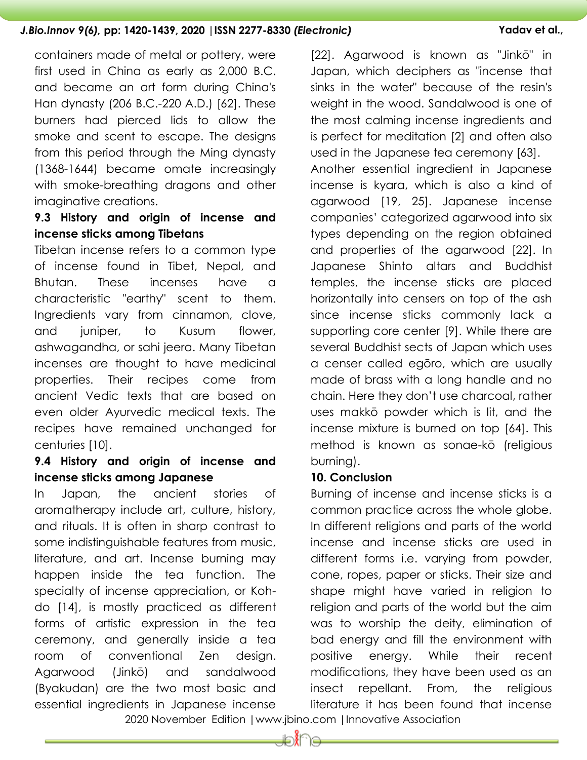containers made of metal or pottery, were first used in China as early as 2,000 B.C. and became an art form during China's Han dynasty (206 B.C.-220 A.D.) [62]. These burners had pierced lids to allow the smoke and scent to escape. The designs from this period through the Ming dynasty (1368-1644) became omate increasingly with smoke-breathing dragons and other imaginative creations.

### 9.3 History and origin of incense and incense sticks among Tibetans

Tibetan incense refers to a common type of incense found in Tibet, Nepal, and Bhutan. These incenses have a characteristic "earthy" scent to them. Ingredients vary from cinnamon, clove, and juniper, to Kusum flower, ashwagandha, or sahi jeera. Many Tibetan incenses are thought to have medicinal properties. Their recipes come from ancient Vedic texts that are based on even older Ayurvedic medical texts. The recipes have remained unchanged for centuries [10].

### 9.4 History and origin of incense and incense sticks among Japanese

In Japan, the ancient stories of aromatherapy include art, culture, history, and rituals. It is often in sharp contrast to some indistinguishable features from music, literature, and art. Incense burning may happen inside the tea function. The specialty of incense appreciation, or Koh-do [14], is mostly practiced as different forms of artistic expression in the tea ceremony, and generally inside a tea room of conventional Zen design. Agarwood (Jinkō) and sandalwood (Byakudan) are the two most basic and essential ingredients in Japanese incense [22]. Agarwood is known as "Jinkō" in Japan, which deciphers as "incense that sinks in the water" because of the resin's weight in the wood. Sandalwood is one of the most calming incense ingredients and is perfect for meditation [2] and often also used in the Japanese tea ceremony [63].

Another essential ingredient in Japanese incense is kyara, which is also a kind of agarwood [19, 25]. Japanese incense companies' categorized agarwood into six types depending on the region obtained and properties of the agarwood [22]. In Japanese Shinto altars and Buddhist temples, the incense sticks are placed horizontally into censers on top of the ash since incense sticks commonly lack a supporting core center [9]. While there are several Buddhist sects of Japan which uses a censer called egōro, which are usually made of brass with a long handle and no chain. Here they don't use charcoal, rather uses makkō powder which is lit, and the incense mixture is burned on top [64]. This method is known as sonae-kō (religious burning).

## 10. Conclusion

Burning of incense and incense sticks is a common practice across the whole globe. In different religions and parts of the world incense and incense sticks are used in different forms i.e. varying from powder, cone, ropes, paper or sticks. Their size and shape might have varied in religion to religion and parts of the world but the aim was to worship the deity, elimination of bad energy and fill the environment with positive energy. While their recent modifications, they have been used as an insect repellant. From, the religious literature it has been found that incense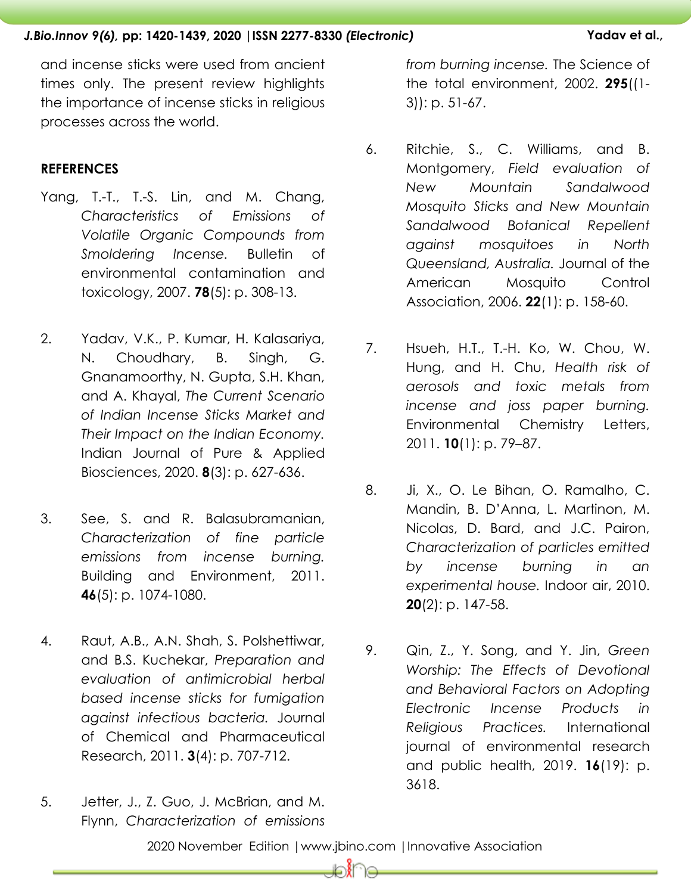and incense sticks were used from ancient times only. The present review highlights the importance of incense sticks in religious processes across the world.

## REFERENCES

Yang, T.-T., T.-S. Lin, and M. Chang, *Characteristics of Emissions of Volatile Organic Compounds from Smoldering Incense*. Bulletin of environmental contamination and toxicology, 2007. **78**(5): p. 308-13.

2. Yadav, V.K., P. Kumar, H. Kalasariya, N. Choudhary, B. Singh, G. Gnanamoorthy, N. Gupta, S.H. Khan, and A. Khayal, *The Current Scenario of Indian Incense Sticks Market and Their Impact on the Indian Economy*. Indian Journal of Pure & Applied Biosciences, 2020. **8**(3): p. 627-636.

3. See, S. and R. Balasubramanian, *Characterization of fine particle emissions from incense burning*. Building and Environment, 2011. **46**(5): p. 1074-1080.

4. Raut, A.B., A.N. Shah, S. Polshettiwar, and B.S. Kuchekar, *Preparation and evaluation of antimicrobial herbal based incense sticks for fumigation against infectious bacteria*. Journal of Chemical and Pharmaceutical Research, 2011. **3**(4): p. 707-712.

5. Jetter, J., Z. Guo, J. McBrian, and M. Flynn, *Characterization of emissions from burning incense*. The Science of the total environment, 2002. **295**((1-3)): p. 51-67.

6. Ritchie, S., C. Williams, and B. Montgomery, *Field evaluation of New Mountain Sandalwood Mosquito Sticks and New Mountain Sandalwood Botanical Repellent against mosquitoes in North Queensland, Australia*. Journal of the American Mosquito Control Association, 2006. **22**(1): p. 158-60.

7. Hsueh, H.T., T.-H. Ko, W. Chou, W. Hung, and H. Chu, *Health risk of aerosols and toxic metals from incense and joss paper burning*. Environmental Chemistry Letters, 2011. **10**(1): p. 79–87.

8. Ji, X., O. Le Bihan, O. Ramalho, C. Mandin, B. D'Anna, L. Martinon, M. Nicolas, D. Bard, and J.C. Pairon, *Characterization of particles emitted by incense burning in an experimental house*. Indoor air, 2010. **20**(2): p. 147-58.

9. Qin, Z., Y. Song, and Y. Jin, *Green Worship: The Effects of Devotional and Behavioral Factors on Adopting Electronic Incense Products in Religious Practices*. International journal of environmental research and public health, 2019. **16**(19): p. 3618.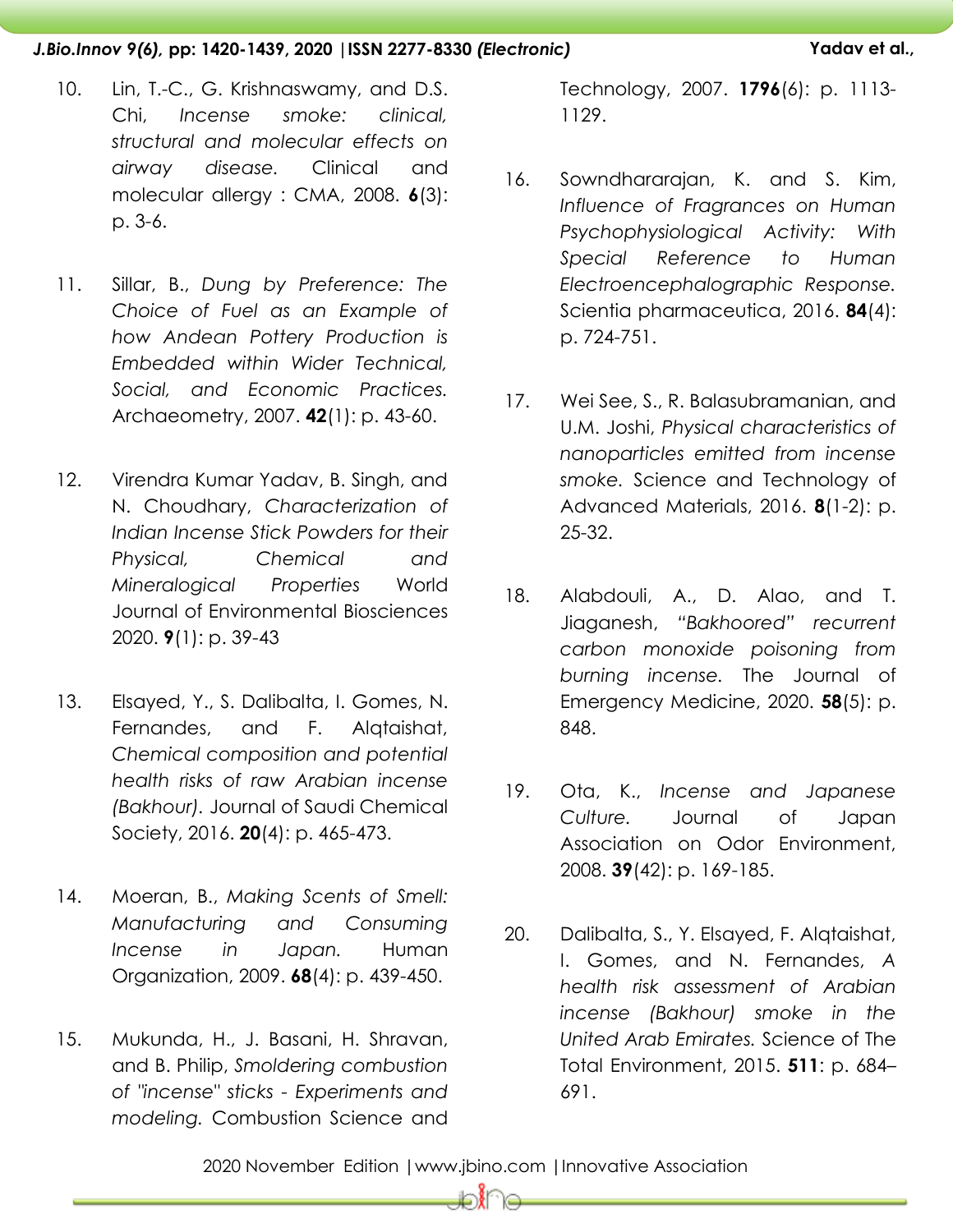10. Lin, T.-C., G. Krishnaswamy, and D.S. Chi, *Incense smoke: clinical, structural and molecular effects on airway disease.* Clinical and molecular allergy : CMA, 2008. **6**(3): p. 3-6.

11. Sillar, B., *Dung by Preference: The Choice of Fuel as an Example of how Andean Pottery Production is Embedded within Wider Technical, Social, and Economic Practices.* Archaeometry, 2007. **42**(1): p. 43-60.

12. Virendra Kumar Yadav, B. Singh, and N. Choudhary, *Characterization of Indian Incense Stick Powders for their Physical, Chemical and Mineralogical Properties* World Journal of Environmental Biosciences 2020. **9**(1): p. 39-43

13. Elsayed, Y., S. Dalibalta, I. Gomes, N. Fernandes, and F. Alqtaishat, *Chemical composition and potential health risks of raw Arabian incense (Bakhour).* Journal of Saudi Chemical Society, 2016. **20**(4): p. 465-473.

14. Moeran, B., *Making Scents of Smell: Manufacturing and Consuming Incense in Japan.* Human Organization, 2009. **68**(4): p. 439-450.

15. Mukunda, H., J. Basani, H. Shravan, and B. Philip, *Smoldering combustion of "incense" sticks - Experiments and modeling.* Combustion Science and Technology, 2007. **1796**(6): p. 1113-1129.

16. Sowndhararajan, K. and S. Kim, *Influence of Fragrances on Human Psychophysiological Activity: With Special Reference to Human Electroencephalographic Response.* Scientia pharmaceutica, 2016. **84**(4): p. 724-751.

17. Wei See, S., R. Balasubramanian, and U.M. Joshi, *Physical characteristics of nanoparticles emitted from incense smoke.* Science and Technology of Advanced Materials, 2016. **8**(1-2): p. 25-32.

18. Alabdouli, A., D. Alao, and T. Jiaganesh, *"Bakhoored" recurrent carbon monoxide poisoning from burning incense.* The Journal of Emergency Medicine, 2020. **58**(5): p. 848.

19. Ota, K., *Incense and Japanese Culture.* Journal of Japan Association on Odor Environment, 2008. **39**(42): p. 169-185.

20. Dalibalta, S., Y. Elsayed, F. Alqtaishat, I. Gomes, and N. Fernandes, *A health risk assessment of Arabian incense (Bakhour) smoke in the United Arab Emirates.* Science of The Total Environment, 2015. **511**: p. 684–691.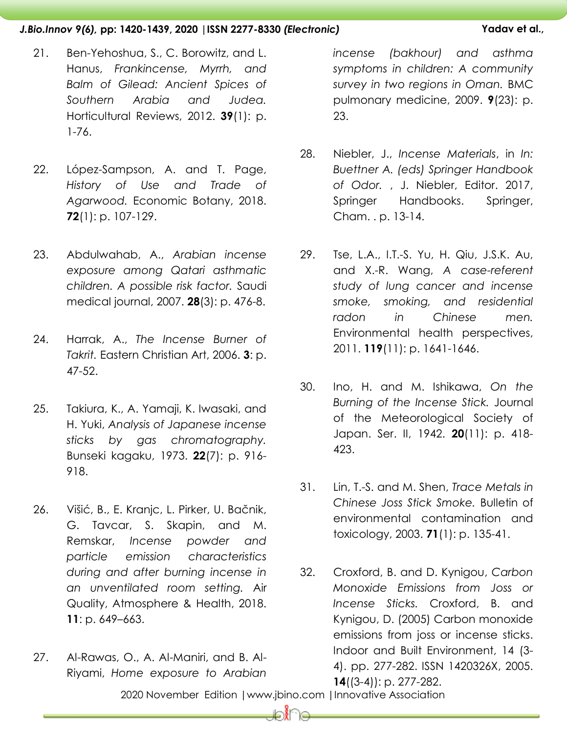21. Ben-Yehoshua, S., C. Borowitz, and L. Hanus, *Frankincense, Myrrh, and Balm of Gilead: Ancient Spices of Southern Arabia and Judea.* Horticultural Reviews, 2012. **39**(1): p. 1-76.

22. López-Sampson, A. and T. Page, *History of Use and Trade of Agarwood.* Economic Botany, 2018. **72**(1): p. 107-129.

23. Abdulwahab, A., *Arabian incense exposure among Qatari asthmatic children. A possible risk factor.* Saudi medical journal, 2007. **28**(3): p. 476-8.

24. Harrak, A., *The Incense Burner of Takrit.* Eastern Christian Art, 2006. **3**: p. 47-52.

25. Takiura, K., A. Yamaji, K. Iwasaki, and H. Yuki, *Analysis of Japanese incense sticks by gas chromatography.* Bunseki kagaku, 1973. **22**(7): p. 916-918.

26. Višić, B., E. Kranjc, L. Pirker, U. Bačnik, G. Tavcar, S. Skapin, and M. Remskar, *Incense powder and particle emission characteristics during and after burning incense in an unventilated room setting.* Air Quality, Atmosphere & Health, 2018. **11**: p. 649–663.

27. Al-Rawas, O., A. Al-Maniri, and B. Al-Riyami, *Home exposure to Arabian incense (bakhour) and asthma symptoms in children: A community survey in two regions in Oman.* BMC pulmonary medicine, 2009. **9**(23): p. 23.

28. Niebler, J., *Incense Materials*, in *In: Buettner A. (eds) Springer Handbook of Odor.* , J. Niebler, Editor. 2017, Springer Handbooks. Springer, Cham. . p. 13-14.

29. Tse, L.A., I.T.-S. Yu, H. Qiu, J.S.K. Au, and X.-R. Wang, *A case-referent study of lung cancer and incense smoke, smoking, and residential radon in Chinese men.* Environmental health perspectives, 2011. **119**(11): p. 1641-1646.

30. Ino, H. and M. Ishikawa, *On the Burning of the Incense Stick.* Journal of the Meteorological Society of Japan. Ser. II, 1942. **20**(11): p. 418-423.

31. Lin, T.-S. and M. Shen, *Trace Metals in Chinese Joss Stick Smoke.* Bulletin of environmental contamination and toxicology, 2003. **71**(1): p. 135-41.

32. Croxford, B. and D. Kynigou, *Carbon Monoxide Emissions from Joss or Incense Sticks.* Croxford, B. and Kynigou, D. (2005) Carbon monoxide emissions from joss or incense sticks. Indoor and Built Environment, 14 (3-4). pp. 277-282. ISSN 1420326X, 2005. **14**((3-4)): p. 277-282.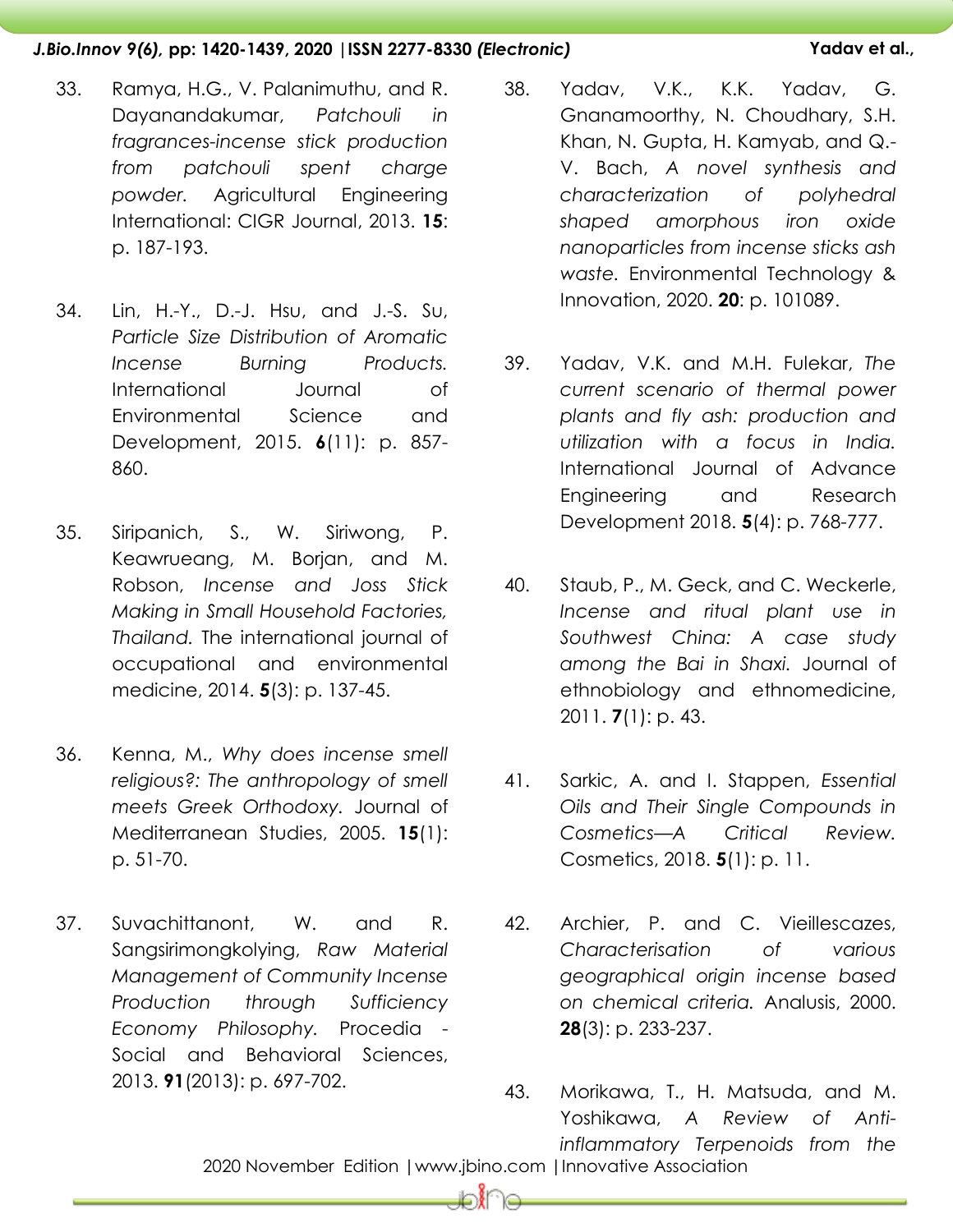33. Ramya, H.G., V. Palanimuthu, and R. Dayanandakumar, *Patchouli in fragrances-incense stick production from patchouli spent charge powder.* Agricultural Engineering International: CIGR Journal, 2013. **15**: p. 187-193.

34. Lin, H.-Y., D.-J. Hsu, and J.-S. Su, *Particle Size Distribution of Aromatic Incense Burning Products.* International Journal of Environmental Science and Development, 2015. **6**(11): p. 857-860.

35. Siripanich, S., W. Siriwong, P. Keawrueang, M. Borjan, and M. Robson, *Incense and Joss Stick Making in Small Household Factories, Thailand.* The international journal of occupational and environmental medicine, 2014. **5**(3): p. 137-45.

36. Kenna, M., *Why does incense smell religious?: The anthropology of smell meets Greek Orthodoxy.* Journal of Mediterranean Studies, 2005. **15**(1): p. 51-70.

37. Suvachittanont, W. and R. Sangsirimongkolying, *Raw Material Management of Community Incense Production through Sufficiency Economy Philosophy.* Procedia - Social and Behavioral Sciences, 2013. **91**(2013): p. 697-702.

38. Yadav, V.K., K.K. Yadav, G. Gnanamoorthy, N. Choudhary, S.H. Khan, N. Gupta, H. Kamyab, and Q.-V. Bach, *A novel synthesis and characterization of polyhedral shaped amorphous iron oxide nanoparticles from incense sticks ash waste.* Environmental Technology & Innovation, 2020. **20**: p. 101089.

39. Yadav, V.K. and M.H. Fulekar, *The current scenario of thermal power plants and fly ash: production and utilization with a focus in India.* International Journal of Advance Engineering and Research Development 2018. **5**(4): p. 768-777.

40. Staub, P., M. Geck, and C. Weckerle, *Incense and ritual plant use in Southwest China: A case study among the Bai in Shaxi.* Journal of ethnobiology and ethnomedicine, 2011. **7**(1): p. 43.

41. Sarkic, A. and I. Stappen, *Essential Oils and Their Single Compounds in Cosmetics—A Critical Review.* Cosmetics, 2018. **5**(1): p. 11.

42. Archier, P. and C. Vieillescazes, *Characterisation of various geographical origin incense based on chemical criteria.* Analusis, 2000. **28**(3): p. 233-237.

43. Morikawa, T., H. Matsuda, and M. Yoshikawa, *A Review of Anti-inflammatory Terpenoids from the*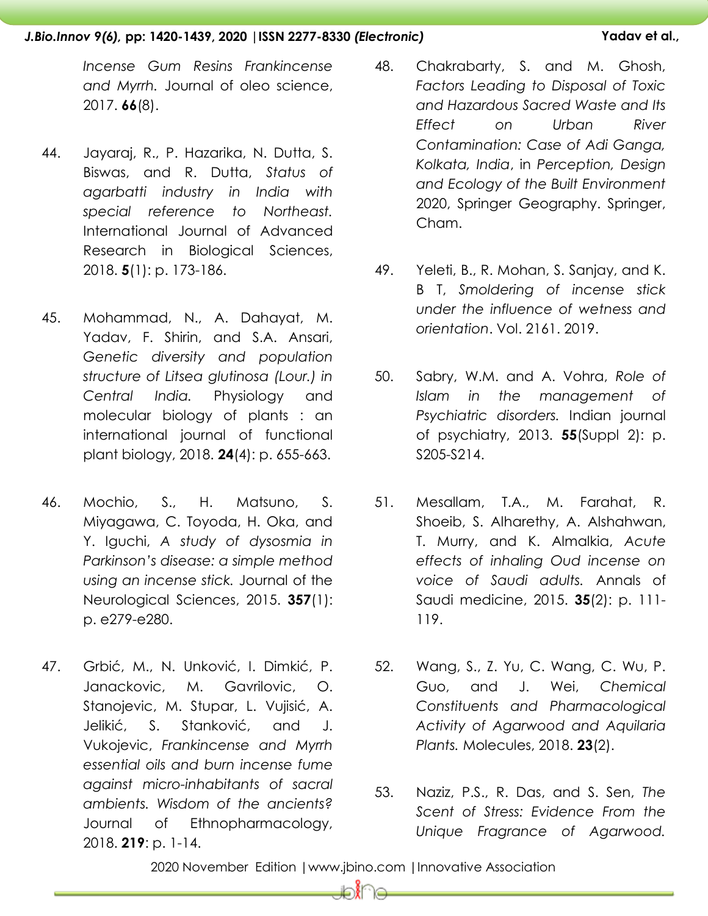*Incense Gum Resins Frankincense and Myrrh*. Journal of oleo science, 2017. **66**(8).

44. Jayaraj, R., P. Hazarika, N. Dutta, S. Biswas, and R. Dutta, *Status of agarbatti industry in India with special reference to Northeast*. International Journal of Advanced Research in Biological Sciences, 2018. **5**(1): p. 173-186.

45. Mohammad, N., A. Dahayat, M. Yadav, F. Shirin, and S.A. Ansari, *Genetic diversity and population structure of Litsea glutinosa (Lour.) in Central India*. Physiology and molecular biology of plants : an international journal of functional plant biology, 2018. **24**(4): p. 655-663.

46. Mochio, S., H. Matsuno, S. Miyagawa, C. Toyoda, H. Oka, and Y. Iguchi, *A study of dysosmia in Parkinson's disease: a simple method using an incense stick*. Journal of the Neurological Sciences, 2015. **357**(1): p. e279-e280.

47. Grbić, M., N. Unković, I. Dimkić, P. Janackovic, M. Gavrilovic, O. Stanojevic, M. Stupar, L. Vujisić, A. Jelikić, S. Stanković, and J. Vukojevic, *Frankincense and Myrrh essential oils and burn incense fume against micro-inhabitants of sacral ambients. Wisdom of the ancients?* Journal of Ethnopharmacology, 2018. **219**: p. 1-14.

48. Chakrabarty, S. and M. Ghosh, *Factors Leading to Disposal of Toxic and Hazardous Sacred Waste and Its Effect on Urban River Contamination: Case of Adi Ganga, Kolkata, India*, in *Perception, Design and Ecology of the Built Environment* 2020, Springer Geography. Springer, Cham.

49. Yeleti, B., R. Mohan, S. Sanjay, and K. B T, *Smoldering of incense stick under the influence of wetness and orientation*. Vol. 2161. 2019.

50. Sabry, W.M. and A. Vohra, *Role of Islam in the management of Psychiatric disorders*. Indian journal of psychiatry, 2013. **55**(Suppl 2): p. S205-S214.

51. Mesallam, T.A., M. Farahat, R. Shoeib, S. Alharethy, A. Alshahwan, T. Murry, and K. Almalkia, *Acute effects of inhaling Oud incense on voice of Saudi adults*. Annals of Saudi medicine, 2015. **35**(2): p. 111-119.

52. Wang, S., Z. Yu, C. Wang, C. Wu, P. Guo, and J. Wei, *Chemical Constituents and Pharmacological Activity of Agarwood and Aquilaria Plants*. Molecules, 2018. **23**(2).

53. Naziz, P.S., R. Das, and S. Sen, *The Scent of Stress: Evidence From the Unique Fragrance of Agarwood*.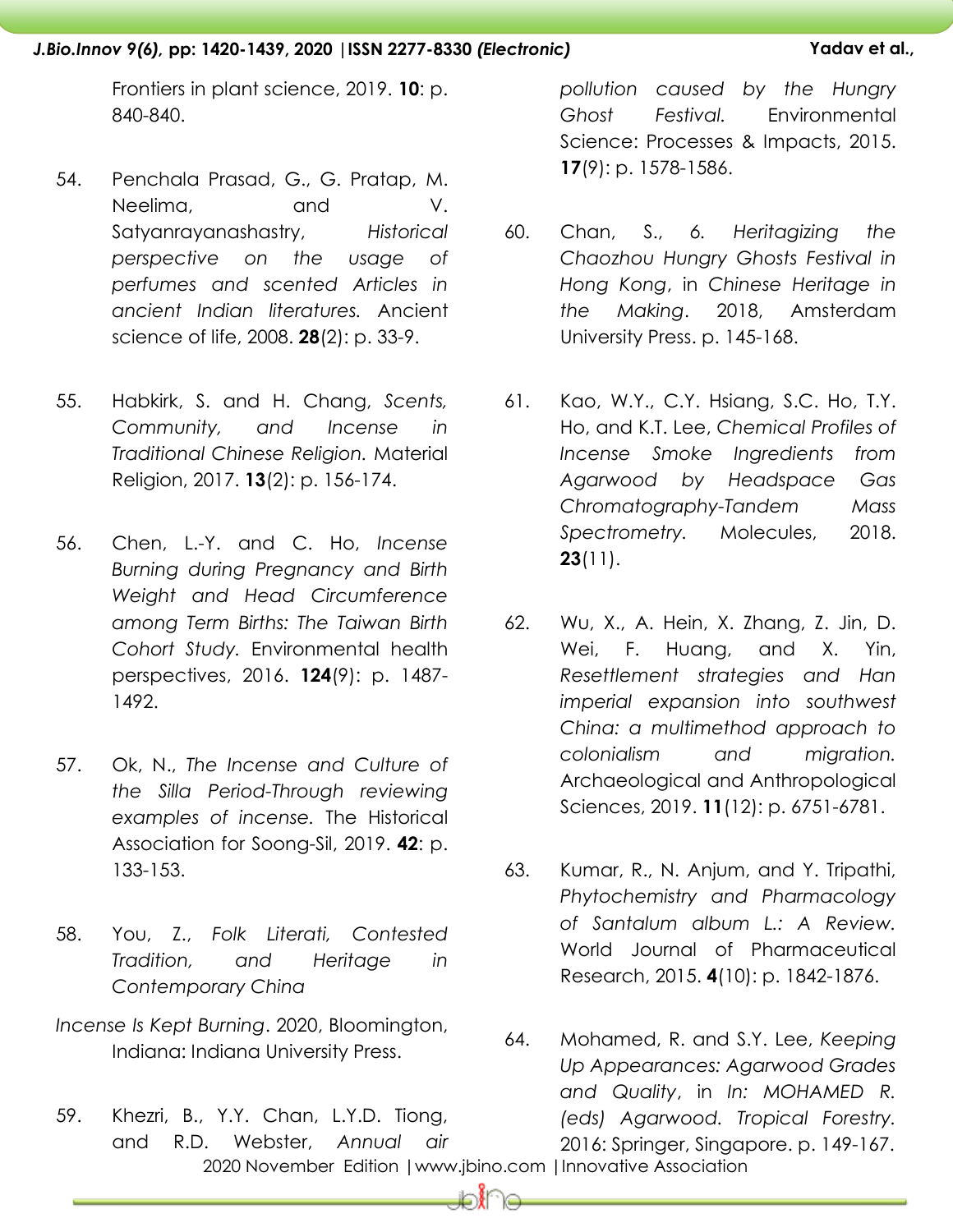Frontiers in plant science, 2019. **10**: p. 840-840.

54. Penchala Prasad, G., G. Pratap, M. Neelima, and V. Satyanrayanashastry, *Historical perspective on the usage of perfumes and scented Articles in ancient Indian literatures.* Ancient science of life, 2008. **28**(2): p. 33-9.

55. Habkirk, S. and H. Chang, *Scents, Community, and Incense in Traditional Chinese Religion.* Material Religion, 2017. **13**(2): p. 156-174.

56. Chen, L.-Y. and C. Ho, *Incense Burning during Pregnancy and Birth Weight and Head Circumference among Term Births: The Taiwan Birth Cohort Study.* Environmental health perspectives, 2016. **124**(9): p. 1487-1492.

57. Ok, N., *The Incense and Culture of the Silla Period-Through reviewing examples of incense.* The Historical Association for Soong-Sil, 2019. **42**: p. 133-153.

58. You, Z., *Folk Literati, Contested Tradition, and Heritage in Contemporary China*

*Incense Is Kept Burning*. 2020, Bloomington, Indiana: Indiana University Press.

59. Khezri, B., Y.Y. Chan, L.Y.D. Tiong, and R.D. Webster, *Annual air pollution caused by the Hungry Ghost Festival.* Environmental Science: Processes & Impacts, 2015. **17**(9): p. 1578-1586.

60. Chan, S., 6. *Heritagizing the Chaozhou Hungry Ghosts Festival in Hong Kong*, in *Chinese Heritage in the Making*. 2018, Amsterdam University Press. p. 145-168.

61. Kao, W.Y., C.Y. Hsiang, S.C. Ho, T.Y. Ho, and K.T. Lee, *Chemical Profiles of Incense Smoke Ingredients from Agarwood by Headspace Gas Chromatography-Tandem Mass Spectrometry.* Molecules, 2018. **23**(11).

62. Wu, X., A. Hein, X. Zhang, Z. Jin, D. Wei, F. Huang, and X. Yin, *Resettlement strategies and Han imperial expansion into southwest China: a multimethod approach to colonialism and migration.* Archaeological and Anthropological Sciences, 2019. **11**(12): p. 6751-6781.

63. Kumar, R., N. Anjum, and Y. Tripathi, *Phytochemistry and Pharmacology of Santalum album L.: A Review.* World Journal of Pharmaceutical Research, 2015. **4**(10): p. 1842-1876.

64. Mohamed, R. and S.Y. Lee, *Keeping Up Appearances: Agarwood Grades and Quality*, in *In: MOHAMED R. (eds) Agarwood. Tropical Forestry.* 2016: Springer, Singapore. p. 149-167.